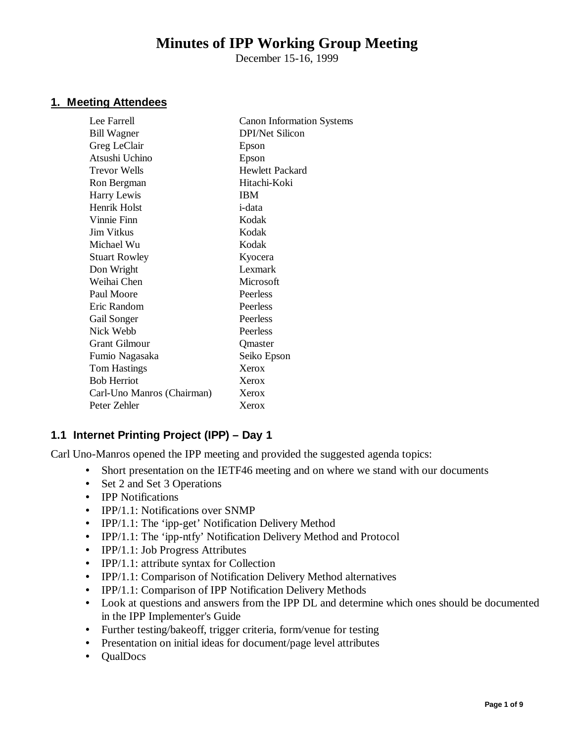# Minutes of IPP Working Group Meeting

December 15-16, 1999

## 1. Meeting Attendees

| | |
|---|---|
| Lee Farrell | Canon Information Systems |
| Bill Wagner | DPI/Net Silicon |
| Greg LeClair | Epson |
| Atsushi Uchino | Epson |
| Trevor Wells | Hewlett Packard |
| Ron Bergman | Hitachi-Koki |
| Harry Lewis | IBM |
| Henrik Holst | i-data |
| Vinnie Finn | Kodak |
| Jim Vitkus | Kodak |
| Michael Wu | Kodak |
| Stuart Rowley | Kyocera |
| Don Wright | Lexmark |
| Weihai Chen | Microsoft |
| Paul Moore | Peerless |
| Eric Random | Peerless |
| Gail Songer | Peerless |
| Nick Webb | Peerless |
| Grant Gilmour | Qmaster |
| Fumio Nagasaka | Seiko Epson |
| Tom Hastings | Xerox |
| Bob Herriot | Xerox |
| Carl-Uno Manros (Chairman) | Xerox |
| Peter Zehler | Xerox |

### 1.1 Internet Printing Project (IPP) – Day 1

Carl Uno-Manros opened the IPP meeting and provided the suggested agenda topics:

- Short presentation on the IETF46 meeting and on where we stand with our documents
- Set 2 and Set 3 Operations
- IPP Notifications
- IPP/1.1: Notifications over SNMP
- IPP/1.1: The 'ipp-get' Notification Delivery Method
- IPP/1.1: The 'ipp-ntfy' Notification Delivery Method and Protocol
- IPP/1.1: Job Progress Attributes
- IPP/1.1: attribute syntax for Collection
- IPP/1.1: Comparison of Notification Delivery Method alternatives
- IPP/1.1: Comparison of IPP Notification Delivery Methods
- Look at questions and answers from the IPP DL and determine which ones should be documented in the IPP Implementer's Guide
- Further testing/bakeoff, trigger criteria, form/venue for testing
- Presentation on initial ideas for document/page level attributes
- QualDocs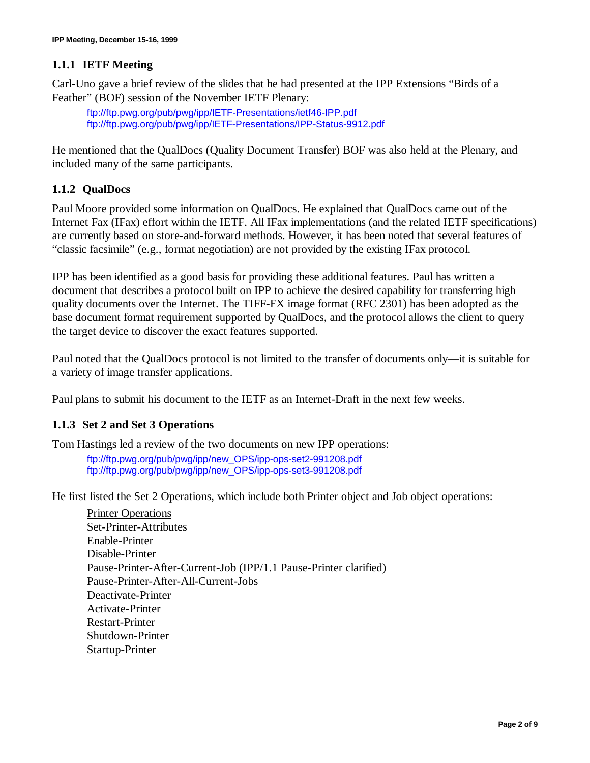### 1.1.1 IETF Meeting

Carl-Uno gave a brief review of the slides that he had presented at the IPP Extensions "Birds of a Feather" (BOF) session of the November IETF Plenary:

> ftp://ftp.pwg.org/pub/pwg/ipp/IETF-Presentations/ietf46-IPP.pdf
> ftp://ftp.pwg.org/pub/pwg/ipp/IETF-Presentations/IPP-Status-9912.pdf

He mentioned that the QualDocs (Quality Document Transfer) BOF was also held at the Plenary, and included many of the same participants.

### 1.1.2 QualDocs

Paul Moore provided some information on QualDocs. He explained that QualDocs came out of the Internet Fax (IFax) effort within the IETF. All IFax implementations (and the related IETF specifications) are currently based on store-and-forward methods. However, it has been noted that several features of "classic facsimile" (e.g., format negotiation) are not provided by the existing IFax protocol.

IPP has been identified as a good basis for providing these additional features. Paul has written a document that describes a protocol built on IPP to achieve the desired capability for transferring high quality documents over the Internet. The TIFF-FX image format (RFC 2301) has been adopted as the base document format requirement supported by QualDocs, and the protocol allows the client to query the target device to discover the exact features supported.

Paul noted that the QualDocs protocol is not limited to the transfer of documents only—it is suitable for a variety of image transfer applications.

Paul plans to submit his document to the IETF as an Internet-Draft in the next few weeks.

### 1.1.3 Set 2 and Set 3 Operations

Tom Hastings led a review of the two documents on new IPP operations:

> ftp://ftp.pwg.org/pub/pwg/ipp/new_OPS/ipp-ops-set2-991208.pdf
> ftp://ftp.pwg.org/pub/pwg/ipp/new_OPS/ipp-ops-set3-991208.pdf

He first listed the Set 2 Operations, which include both Printer object and Job object operations:

> <u>Printer Operations</u>
> Set-Printer-Attributes
> Enable-Printer
> Disable-Printer
> Pause-Printer-After-Current-Job (IPP/1.1 Pause-Printer clarified)
> Pause-Printer-After-All-Current-Jobs
> Deactivate-Printer
> Activate-Printer
> Restart-Printer
> Shutdown-Printer
> Startup-Printer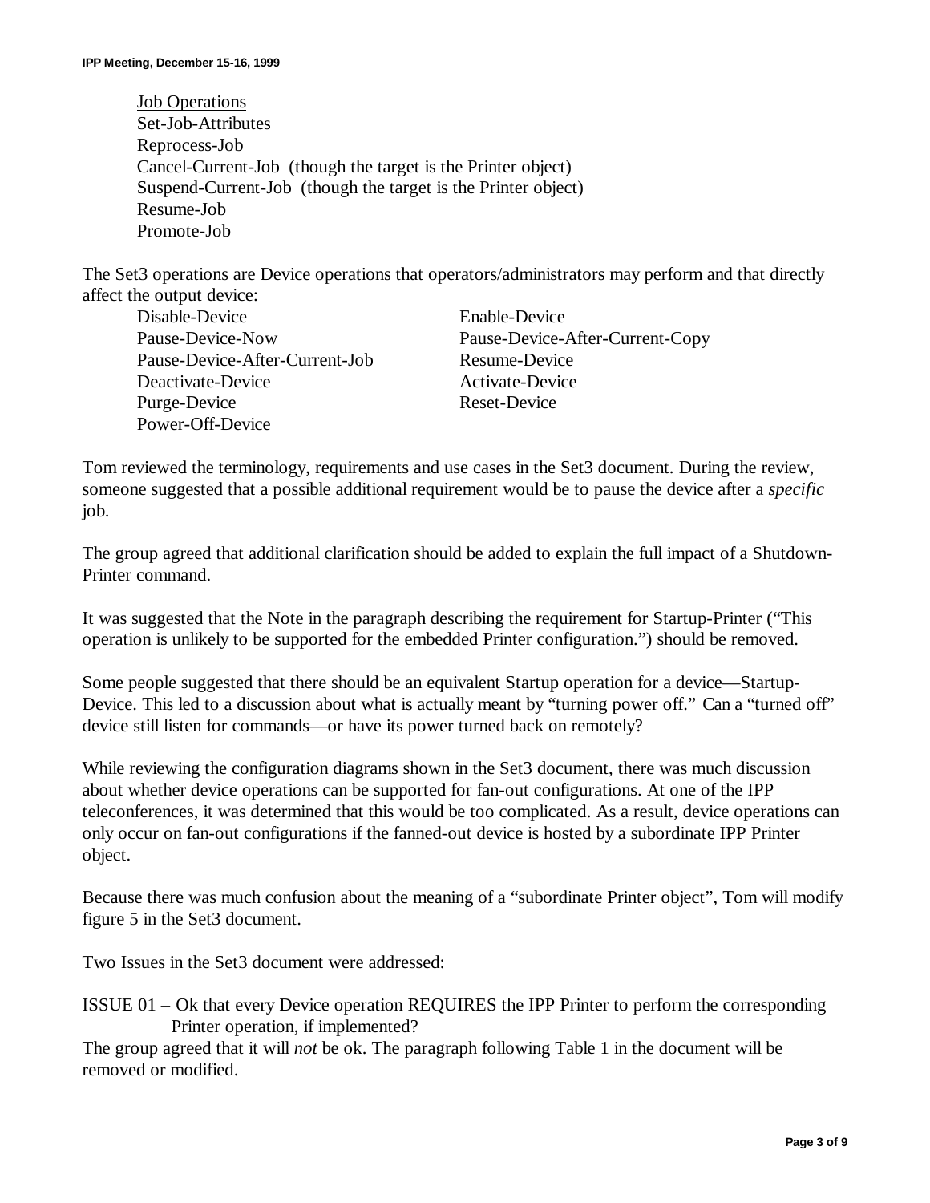Job Operations

Set-Job-Attributes
Reprocess-Job
Cancel-Current-Job (though the target is the Printer object)
Suspend-Current-Job (though the target is the Printer object)
Resume-Job
Promote-Job

The Set3 operations are Device operations that operators/administrators may perform and that directly affect the output device:

Disable-Device
Enable-Device
Pause-Device-Now
Pause-Device-After-Current-Copy
Pause-Device-After-Current-Job
Resume-Device
Deactivate-Device
Activate-Device
Purge-Device
Reset-Device
Power-Off-Device

Tom reviewed the terminology, requirements and use cases in the Set3 document. During the review, someone suggested that a possible additional requirement would be to pause the device after a *specific* job.

The group agreed that additional clarification should be added to explain the full impact of a Shutdown-Printer command.

It was suggested that the Note in the paragraph describing the requirement for Startup-Printer ("This operation is unlikely to be supported for the embedded Printer configuration.") should be removed.

Some people suggested that there should be an equivalent Startup operation for a device—Startup-Device. This led to a discussion about what is actually meant by "turning power off." Can a "turned off" device still listen for commands—or have its power turned back on remotely?

While reviewing the configuration diagrams shown in the Set3 document, there was much discussion about whether device operations can be supported for fan-out configurations. At one of the IPP teleconferences, it was determined that this would be too complicated. As a result, device operations can only occur on fan-out configurations if the fanned-out device is hosted by a subordinate IPP Printer object.

Because there was much confusion about the meaning of a "subordinate Printer object", Tom will modify figure 5 in the Set3 document.

Two Issues in the Set3 document were addressed:

ISSUE 01 – Ok that every Device operation REQUIRES the IPP Printer to perform the corresponding Printer operation, if implemented?

The group agreed that it will *not* be ok. The paragraph following Table 1 in the document will be removed or modified.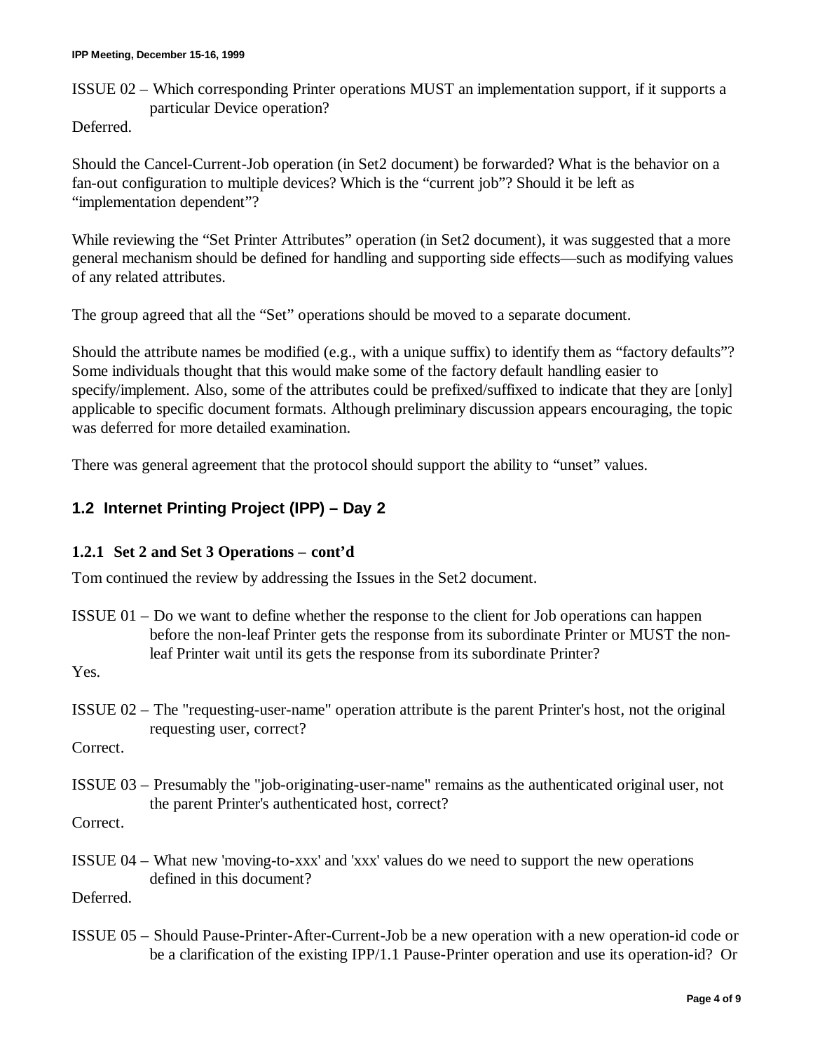ISSUE 02 – Which corresponding Printer operations MUST an implementation support, if it supports a particular Device operation?

Deferred.

Should the Cancel-Current-Job operation (in Set2 document) be forwarded? What is the behavior on a fan-out configuration to multiple devices? Which is the "current job"? Should it be left as "implementation dependent"?

While reviewing the "Set Printer Attributes" operation (in Set2 document), it was suggested that a more general mechanism should be defined for handling and supporting side effects—such as modifying values of any related attributes.

The group agreed that all the "Set" operations should be moved to a separate document.

Should the attribute names be modified (e.g., with a unique suffix) to identify them as "factory defaults"? Some individuals thought that this would make some of the factory default handling easier to specify/implement. Also, some of the attributes could be prefixed/suffixed to indicate that they are [only] applicable to specific document formats. Although preliminary discussion appears encouraging, the topic was deferred for more detailed examination.

There was general agreement that the protocol should support the ability to "unset" values.

## 1.2 Internet Printing Project (IPP) – Day 2

### 1.2.1 Set 2 and Set 3 Operations – cont'd

Tom continued the review by addressing the Issues in the Set2 document.

ISSUE 01 – Do we want to define whether the response to the client for Job operations can happen before the non-leaf Printer gets the response from its subordinate Printer or MUST the non-leaf Printer wait until its gets the response from its subordinate Printer?

Yes.

ISSUE 02 – The "requesting-user-name" operation attribute is the parent Printer's host, not the original requesting user, correct?

Correct.

ISSUE 03 – Presumably the "job-originating-user-name" remains as the authenticated original user, not the parent Printer's authenticated host, correct?

Correct.

ISSUE 04 – What new 'moving-to-xxx' and 'xxx' values do we need to support the new operations defined in this document?

Deferred.

ISSUE 05 – Should Pause-Printer-After-Current-Job be a new operation with a new operation-id code or be a clarification of the existing IPP/1.1 Pause-Printer operation and use its operation-id? Or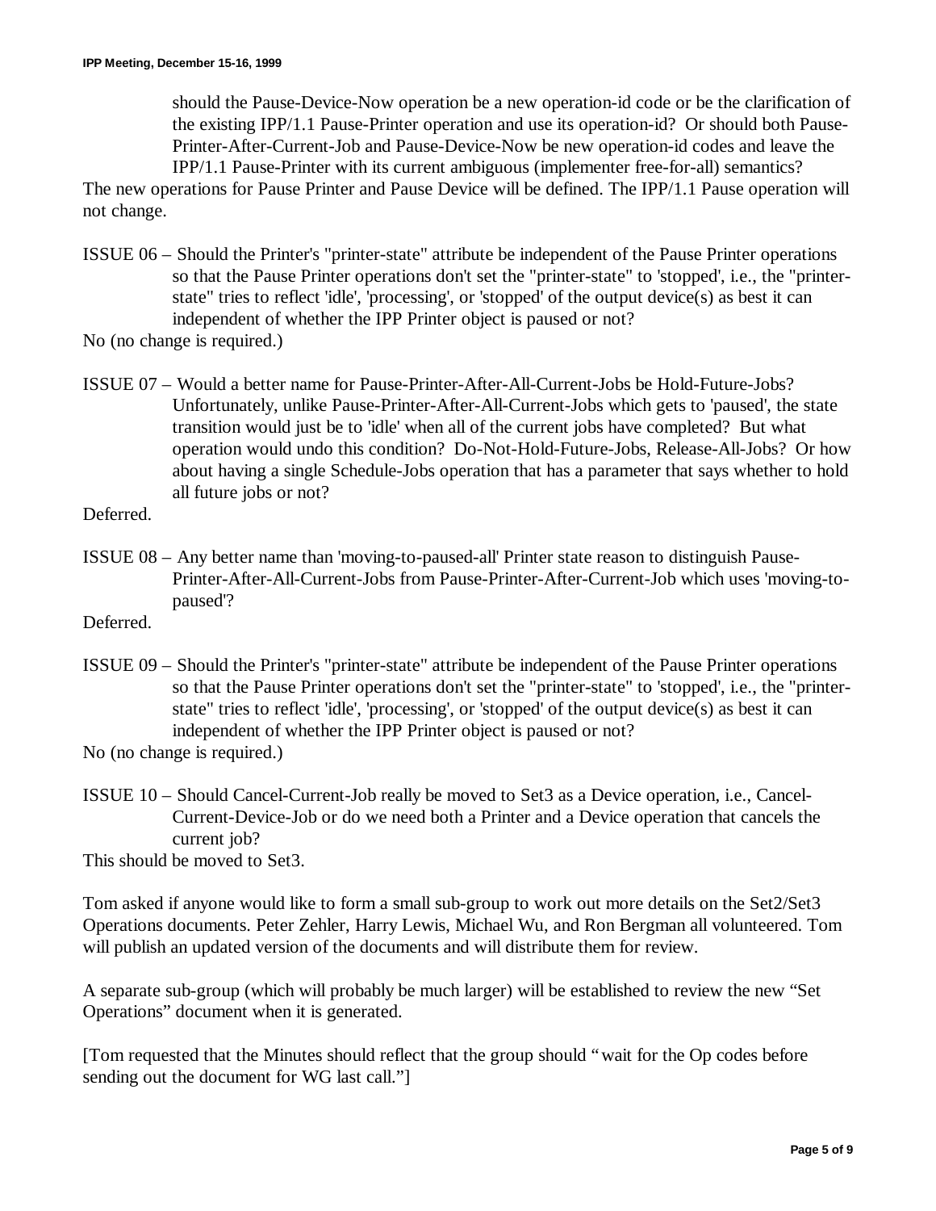should the Pause-Device-Now operation be a new operation-id code or be the clarification of the existing IPP/1.1 Pause-Printer operation and use its operation-id? Or should both Pause-Printer-After-Current-Job and Pause-Device-Now be new operation-id codes and leave the IPP/1.1 Pause-Printer with its current ambiguous (implementer free-for-all) semantics?

The new operations for Pause Printer and Pause Device will be defined. The IPP/1.1 Pause operation will not change.

ISSUE 06 – Should the Printer's "printer-state" attribute be independent of the Pause Printer operations so that the Pause Printer operations don't set the "printer-state" to 'stopped', i.e., the "printer-state" tries to reflect 'idle', 'processing', or 'stopped' of the output device(s) as best it can independent of whether the IPP Printer object is paused or not?

No (no change is required.)

ISSUE 07 – Would a better name for Pause-Printer-After-All-Current-Jobs be Hold-Future-Jobs? Unfortunately, unlike Pause-Printer-After-All-Current-Jobs which gets to 'paused', the state transition would just be to 'idle' when all of the current jobs have completed? But what operation would undo this condition? Do-Not-Hold-Future-Jobs, Release-All-Jobs? Or how about having a single Schedule-Jobs operation that has a parameter that says whether to hold all future jobs or not?

Deferred.

ISSUE 08 – Any better name than 'moving-to-paused-all' Printer state reason to distinguish Pause-Printer-After-All-Current-Jobs from Pause-Printer-After-Current-Job which uses 'moving-to-paused'?

Deferred.

ISSUE 09 – Should the Printer's "printer-state" attribute be independent of the Pause Printer operations so that the Pause Printer operations don't set the "printer-state" to 'stopped', i.e., the "printer-state" tries to reflect 'idle', 'processing', or 'stopped' of the output device(s) as best it can independent of whether the IPP Printer object is paused or not?

No (no change is required.)

ISSUE 10 – Should Cancel-Current-Job really be moved to Set3 as a Device operation, i.e., Cancel-Current-Device-Job or do we need both a Printer and a Device operation that cancels the current job?

This should be moved to Set3.

Tom asked if anyone would like to form a small sub-group to work out more details on the Set2/Set3 Operations documents. Peter Zehler, Harry Lewis, Michael Wu, and Ron Bergman all volunteered. Tom will publish an updated version of the documents and will distribute them for review.

A separate sub-group (which will probably be much larger) will be established to review the new "Set Operations" document when it is generated.

[Tom requested that the Minutes should reflect that the group should "wait for the Op codes before sending out the document for WG last call."]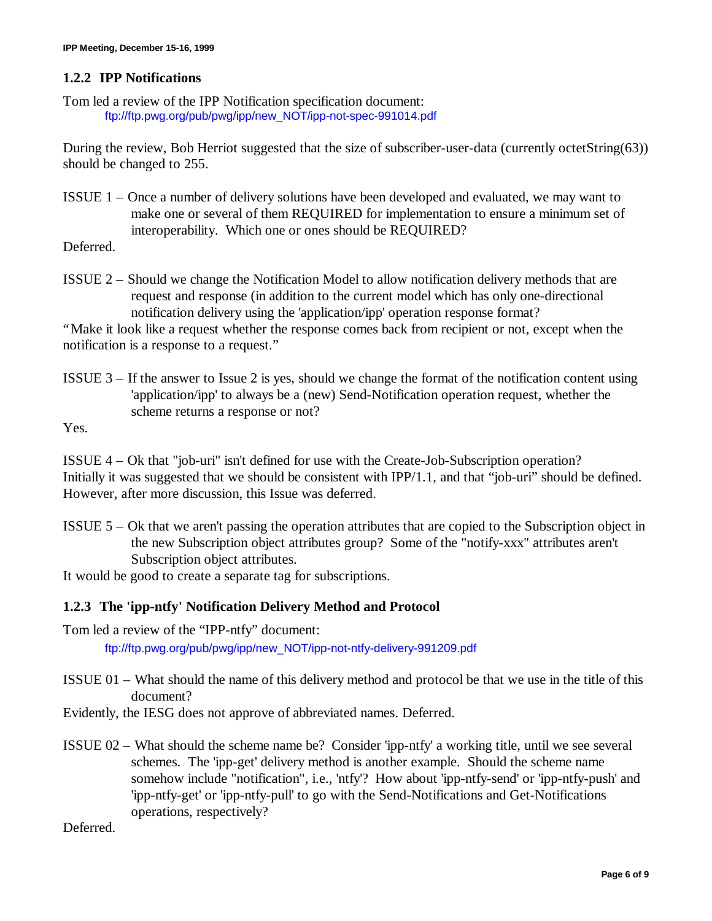### 1.2.2 IPP Notifications

Tom led a review of the IPP Notification specification document:

ftp://ftp.pwg.org/pub/pwg/ipp/new_NOT/ipp-not-spec-991014.pdf

During the review, Bob Herriot suggested that the size of subscriber-user-data (currently octetString(63)) should be changed to 255.

ISSUE 1 – Once a number of delivery solutions have been developed and evaluated, we may want to make one or several of them REQUIRED for implementation to ensure a minimum set of interoperability. Which one or ones should be REQUIRED?

Deferred.

ISSUE 2 – Should we change the Notification Model to allow notification delivery methods that are request and response (in addition to the current model which has only one-directional notification delivery using the 'application/ipp' operation response format?

"Make it look like a request whether the response comes back from recipient or not, except when the notification is a response to a request."

ISSUE 3 – If the answer to Issue 2 is yes, should we change the format of the notification content using 'application/ipp' to always be a (new) Send-Notification operation request, whether the scheme returns a response or not?

Yes.

ISSUE 4 – Ok that "job-uri" isn't defined for use with the Create-Job-Subscription operation?

Initially it was suggested that we should be consistent with IPP/1.1, and that "job-uri" should be defined. However, after more discussion, this Issue was deferred.

ISSUE 5 – Ok that we aren't passing the operation attributes that are copied to the Subscription object in the new Subscription object attributes group? Some of the "notify-xxx" attributes aren't Subscription object attributes.

It would be good to create a separate tag for subscriptions.

### 1.2.3 The 'ipp-ntfy' Notification Delivery Method and Protocol

Tom led a review of the "IPP-ntfy" document:

ftp://ftp.pwg.org/pub/pwg/ipp/new_NOT/ipp-not-ntfy-delivery-991209.pdf

ISSUE 01 – What should the name of this delivery method and protocol be that we use in the title of this document?

Evidently, the IESG does not approve of abbreviated names. Deferred.

ISSUE 02 – What should the scheme name be? Consider 'ipp-ntfy' a working title, until we see several schemes. The 'ipp-get' delivery method is another example. Should the scheme name somehow include "notification", i.e., 'ntfy'? How about 'ipp-ntfy-send' or 'ipp-ntfy-push' and 'ipp-ntfy-get' or 'ipp-ntfy-pull' to go with the Send-Notifications and Get-Notifications operations, respectively?

Deferred.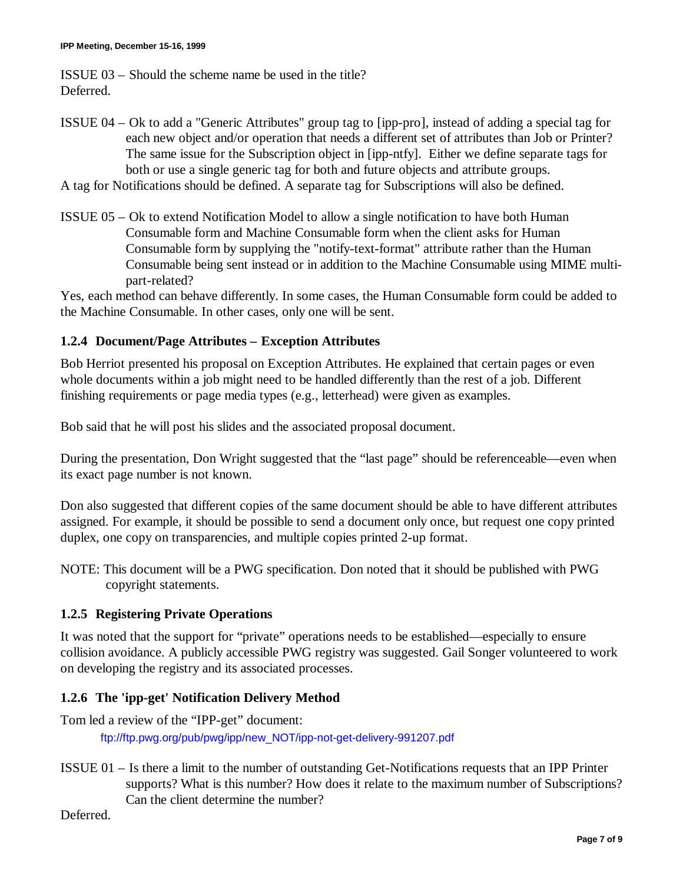ISSUE 03 – Should the scheme name be used in the title?
Deferred.

ISSUE 04 – Ok to add a "Generic Attributes" group tag to [ipp-pro], instead of adding a special tag for each new object and/or operation that needs a different set of attributes than Job or Printer? The same issue for the Subscription object in [ipp-ntfy]. Either we define separate tags for both or use a single generic tag for both and future objects and attribute groups.
A tag for Notifications should be defined. A separate tag for Subscriptions will also be defined.

ISSUE 05 – Ok to extend Notification Model to allow a single notification to have both Human Consumable form and Machine Consumable form when the client asks for Human Consumable form by supplying the "notify-text-format" attribute rather than the Human Consumable being sent instead or in addition to the Machine Consumable using MIME multi-part-related?
Yes, each method can behave differently. In some cases, the Human Consumable form could be added to the Machine Consumable. In other cases, only one will be sent.

### 1.2.4 Document/Page Attributes – Exception Attributes

Bob Herriot presented his proposal on Exception Attributes. He explained that certain pages or even whole documents within a job might need to be handled differently than the rest of a job. Different finishing requirements or page media types (e.g., letterhead) were given as examples.

Bob said that he will post his slides and the associated proposal document.

During the presentation, Don Wright suggested that the "last page" should be referenceable—even when its exact page number is not known.

Don also suggested that different copies of the same document should be able to have different attributes assigned. For example, it should be possible to send a document only once, but request one copy printed duplex, one copy on transparencies, and multiple copies printed 2-up format.

NOTE: This document will be a PWG specification. Don noted that it should be published with PWG copyright statements.

### 1.2.5 Registering Private Operations

It was noted that the support for "private" operations needs to be established—especially to ensure collision avoidance. A publicly accessible PWG registry was suggested. Gail Songer volunteered to work on developing the registry and its associated processes.

### 1.2.6 The 'ipp-get' Notification Delivery Method

Tom led a review of the "IPP-get" document:

ftp://ftp.pwg.org/pub/pwg/ipp/new_NOT/ipp-not-get-delivery-991207.pdf

ISSUE 01 – Is there a limit to the number of outstanding Get-Notifications requests that an IPP Printer supports? What is this number? How does it relate to the maximum number of Subscriptions? Can the client determine the number?
Deferred.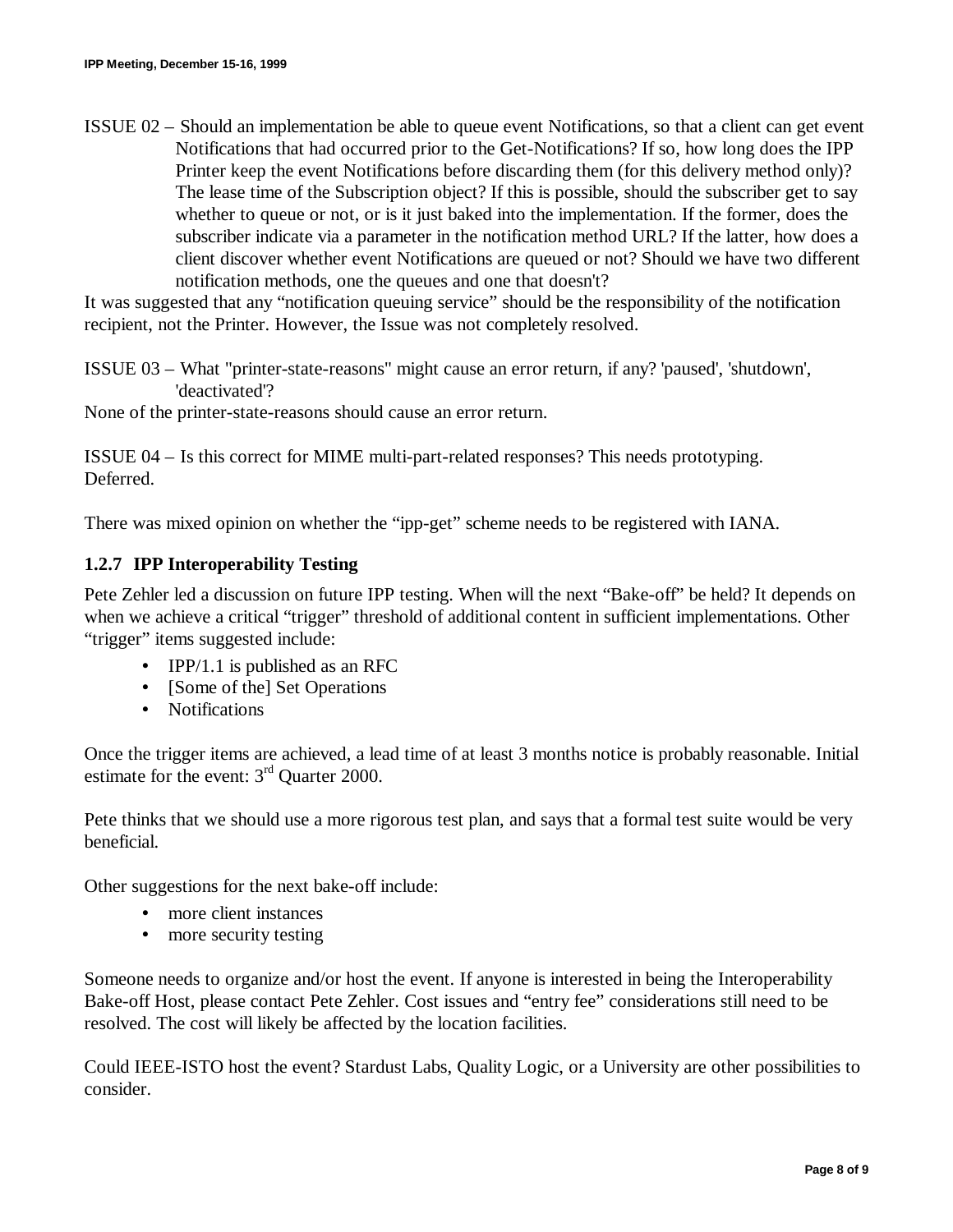ISSUE 02 – Should an implementation be able to queue event Notifications, so that a client can get event Notifications that had occurred prior to the Get-Notifications? If so, how long does the IPP Printer keep the event Notifications before discarding them (for this delivery method only)? The lease time of the Subscription object? If this is possible, should the subscriber get to say whether to queue or not, or is it just baked into the implementation. If the former, does the subscriber indicate via a parameter in the notification method URL? If the latter, how does a client discover whether event Notifications are queued or not? Should we have two different notification methods, one the queues and one that doesn't?

It was suggested that any "notification queuing service" should be the responsibility of the notification recipient, not the Printer. However, the Issue was not completely resolved.

ISSUE 03 – What "printer-state-reasons" might cause an error return, if any? 'paused', 'shutdown', 'deactivated'?

None of the printer-state-reasons should cause an error return.

ISSUE 04 – Is this correct for MIME multi-part-related responses? This needs prototyping.

Deferred.

There was mixed opinion on whether the "ipp-get" scheme needs to be registered with IANA.

### 1.2.7 IPP Interoperability Testing

Pete Zehler led a discussion on future IPP testing. When will the next "Bake-off" be held? It depends on when we achieve a critical "trigger" threshold of additional content in sufficient implementations. Other "trigger" items suggested include:

- IPP/1.1 is published as an RFC
- [Some of the] Set Operations
- Notifications

Once the trigger items are achieved, a lead time of at least 3 months notice is probably reasonable. Initial estimate for the event: 3rd Quarter 2000.

Pete thinks that we should use a more rigorous test plan, and says that a formal test suite would be very beneficial.

Other suggestions for the next bake-off include:

- more client instances
- more security testing

Someone needs to organize and/or host the event. If anyone is interested in being the Interoperability Bake-off Host, please contact Pete Zehler. Cost issues and "entry fee" considerations still need to be resolved. The cost will likely be affected by the location facilities.

Could IEEE-ISTO host the event? Stardust Labs, Quality Logic, or a University are other possibilities to consider.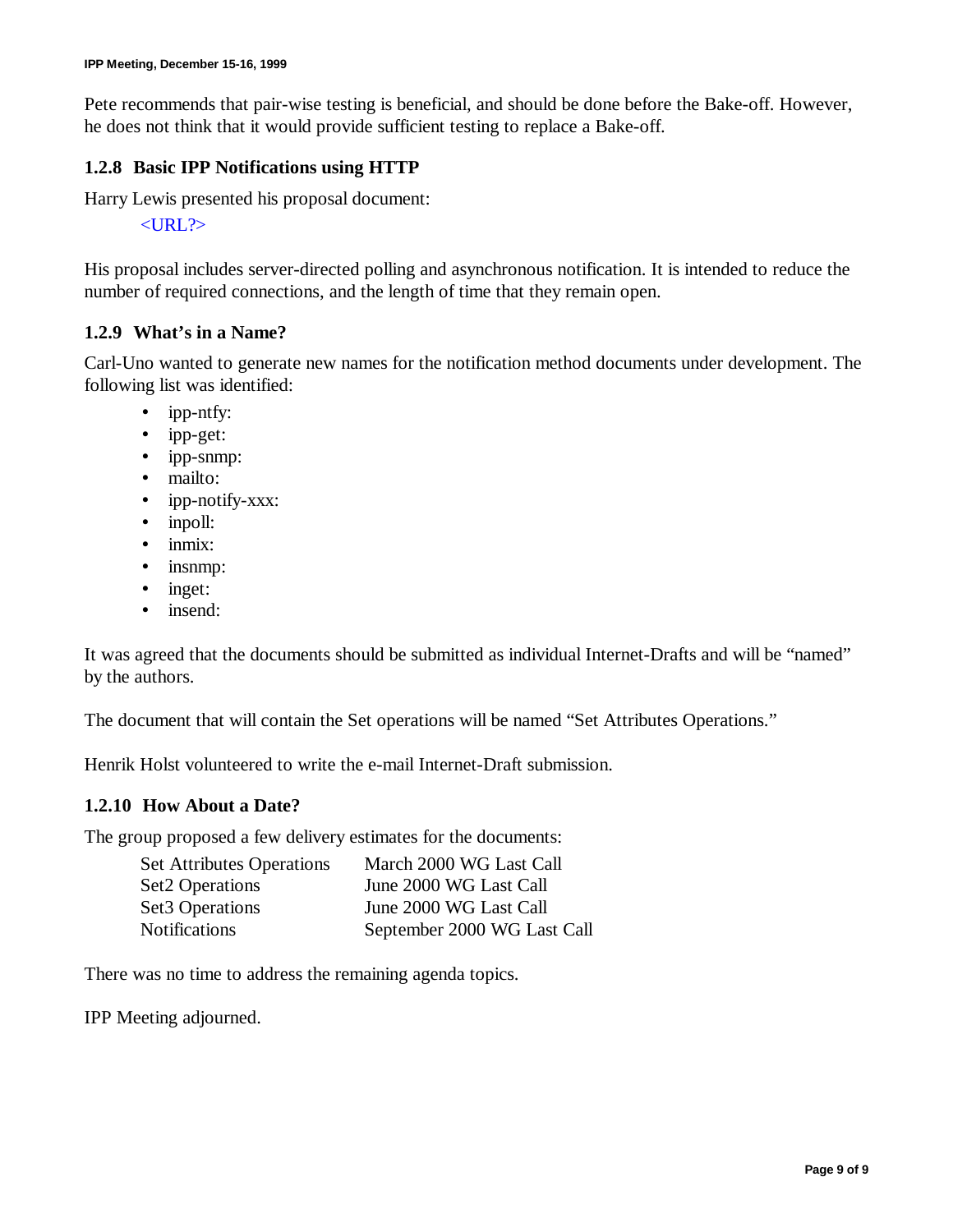Pete recommends that pair-wise testing is beneficial, and should be done before the Bake-off. However, he does not think that it would provide sufficient testing to replace a Bake-off.

### 1.2.8 Basic IPP Notifications using HTTP

Harry Lewis presented his proposal document:

<URL?>

His proposal includes server-directed polling and asynchronous notification. It is intended to reduce the number of required connections, and the length of time that they remain open.

### 1.2.9 What's in a Name?

Carl-Uno wanted to generate new names for the notification method documents under development. The following list was identified:

- ipp-ntfy:
- ipp-get:
- ipp-snmp:
- mailto:
- ipp-notify-xxx:
- inpoll:
- inmix:
- insnmp:
- inget:
- insend:

It was agreed that the documents should be submitted as individual Internet-Drafts and will be "named" by the authors.

The document that will contain the Set operations will be named "Set Attributes Operations."

Henrik Holst volunteered to write the e-mail Internet-Draft submission.

### 1.2.10 How About a Date?

The group proposed a few delivery estimates for the documents:

| | |
|---|---|
| Set Attributes Operations | March 2000 WG Last Call |
| Set2 Operations | June 2000 WG Last Call |
| Set3 Operations | June 2000 WG Last Call |
| Notifications | September 2000 WG Last Call |

There was no time to address the remaining agenda topics.

IPP Meeting adjourned.